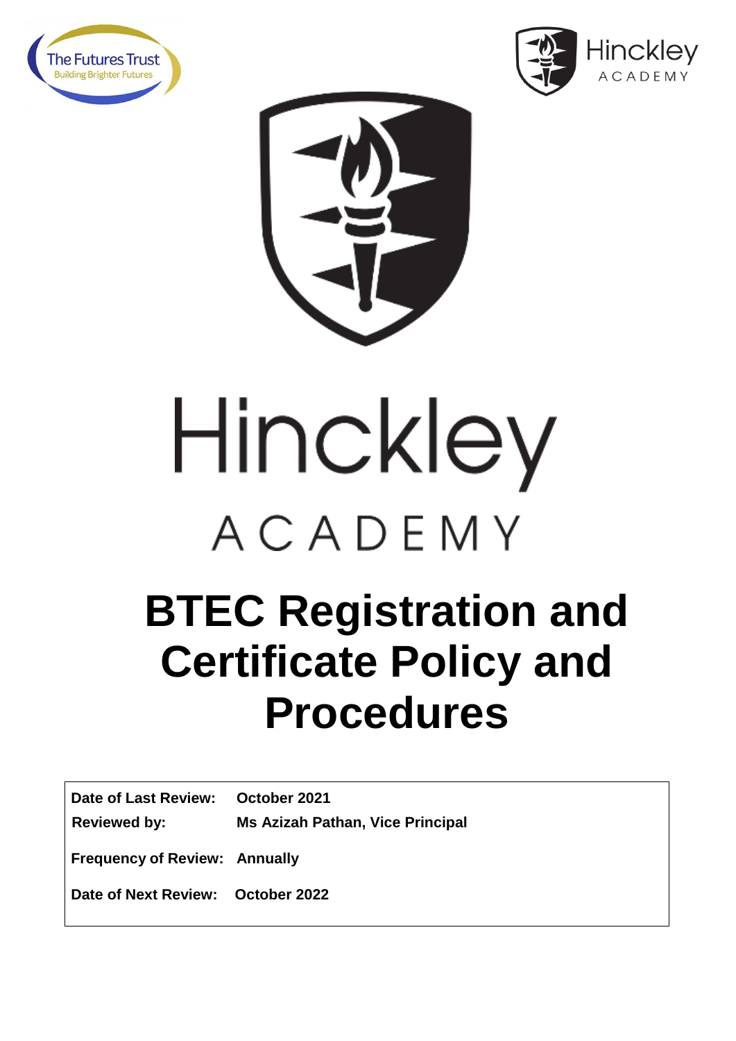The Futures Trust
Building Brighter Futures

Hinckley ACADEMY

# Hinckley ACADEMY

# BTEC Registration and Certificate Policy and Procedures

| | |
|---|---|
| **Date of Last Review:** | **October 2021** |
| **Reviewed by:** | **Ms Azizah Pathan, Vice Principal** |
| **Frequency of Review:** | **Annually** |
| **Date of Next Review:** | **October 2022** |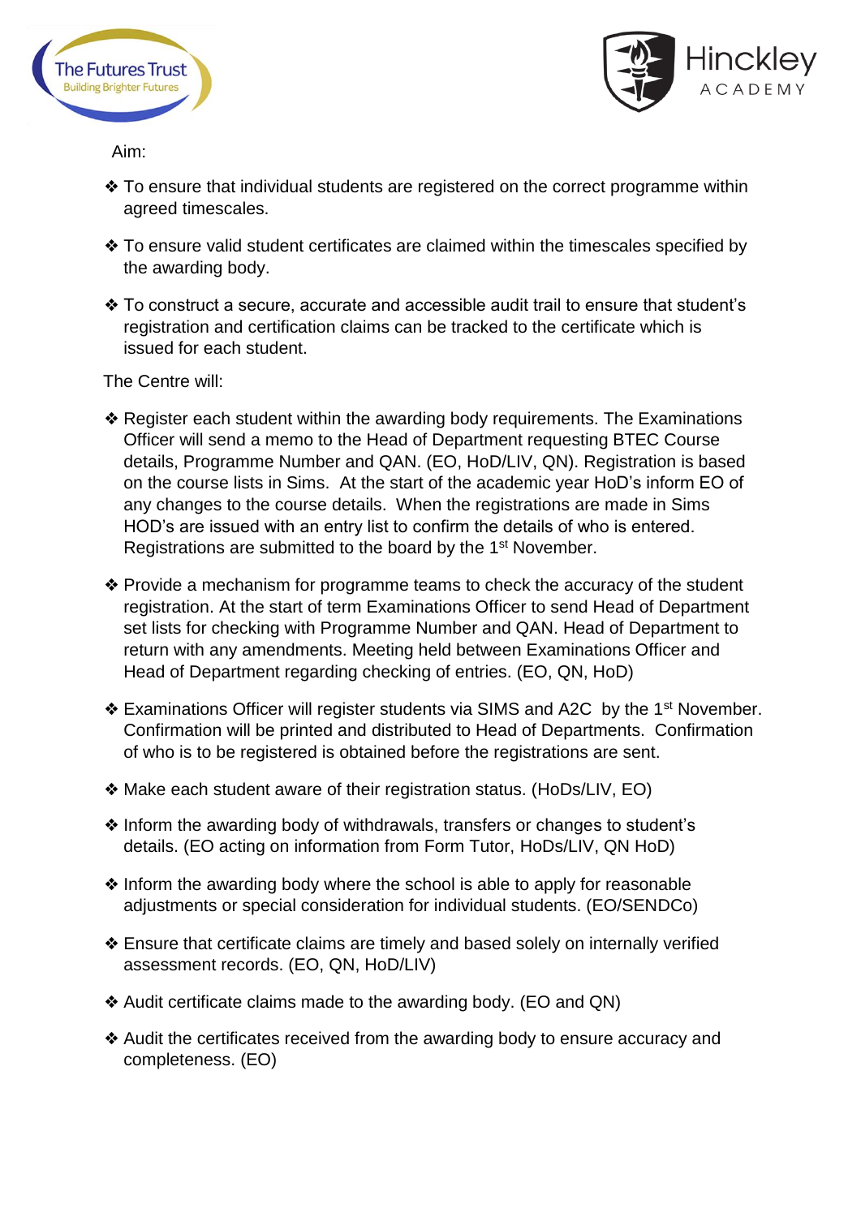Aim:

- To ensure that individual students are registered on the correct programme within agreed timescales.
- To ensure valid student certificates are claimed within the timescales specified by the awarding body.
- To construct a secure, accurate and accessible audit trail to ensure that student's registration and certification claims can be tracked to the certificate which is issued for each student.

The Centre will:

- Register each student within the awarding body requirements. The Examinations Officer will send a memo to the Head of Department requesting BTEC Course details, Programme Number and QAN. (EO, HoD/LIV, QN). Registration is based on the course lists in Sims. At the start of the academic year HoD's inform EO of any changes to the course details. When the registrations are made in Sims HOD's are issued with an entry list to confirm the details of who is entered. Registrations are submitted to the board by the 1st November.
- Provide a mechanism for programme teams to check the accuracy of the student registration. At the start of term Examinations Officer to send Head of Department set lists for checking with Programme Number and QAN. Head of Department to return with any amendments. Meeting held between Examinations Officer and Head of Department regarding checking of entries. (EO, QN, HoD)
- Examinations Officer will register students via SIMS and A2C by the 1st November. Confirmation will be printed and distributed to Head of Departments. Confirmation of who is to be registered is obtained before the registrations are sent.
- Make each student aware of their registration status. (HoDs/LIV, EO)
- Inform the awarding body of withdrawals, transfers or changes to student's details. (EO acting on information from Form Tutor, HoDs/LIV, QN HoD)
- Inform the awarding body where the school is able to apply for reasonable adjustments or special consideration for individual students. (EO/SENDCo)
- Ensure that certificate claims are timely and based solely on internally verified assessment records. (EO, QN, HoD/LIV)
- Audit certificate claims made to the awarding body. (EO and QN)
- Audit the certificates received from the awarding body to ensure accuracy and completeness. (EO)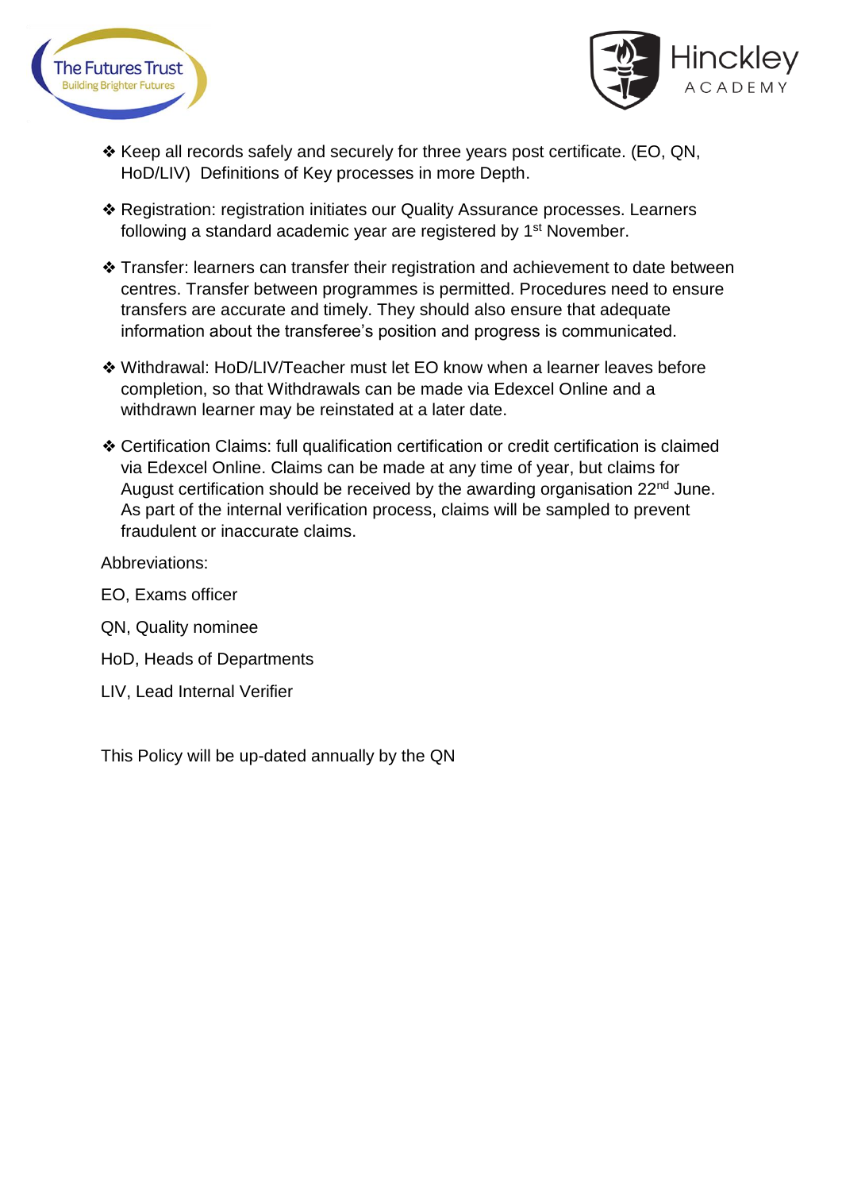- Keep all records safely and securely for three years post certificate. (EO, QN, HoD/LIV) Definitions of Key processes in more Depth.
- Registration: registration initiates our Quality Assurance processes. Learners following a standard academic year are registered by 1st November.
- Transfer: learners can transfer their registration and achievement to date between centres. Transfer between programmes is permitted. Procedures need to ensure transfers are accurate and timely. They should also ensure that adequate information about the transferee's position and progress is communicated.
- Withdrawal: HoD/LIV/Teacher must let EO know when a learner leaves before completion, so that Withdrawals can be made via Edexcel Online and a withdrawn learner may be reinstated at a later date.
- Certification Claims: full qualification certification or credit certification is claimed via Edexcel Online. Claims can be made at any time of year, but claims for August certification should be received by the awarding organisation 22nd June. As part of the internal verification process, claims will be sampled to prevent fraudulent or inaccurate claims.

Abbreviations:

EO, Exams officer

QN, Quality nominee

HoD, Heads of Departments

LIV, Lead Internal Verifier

This Policy will be up-dated annually by the QN